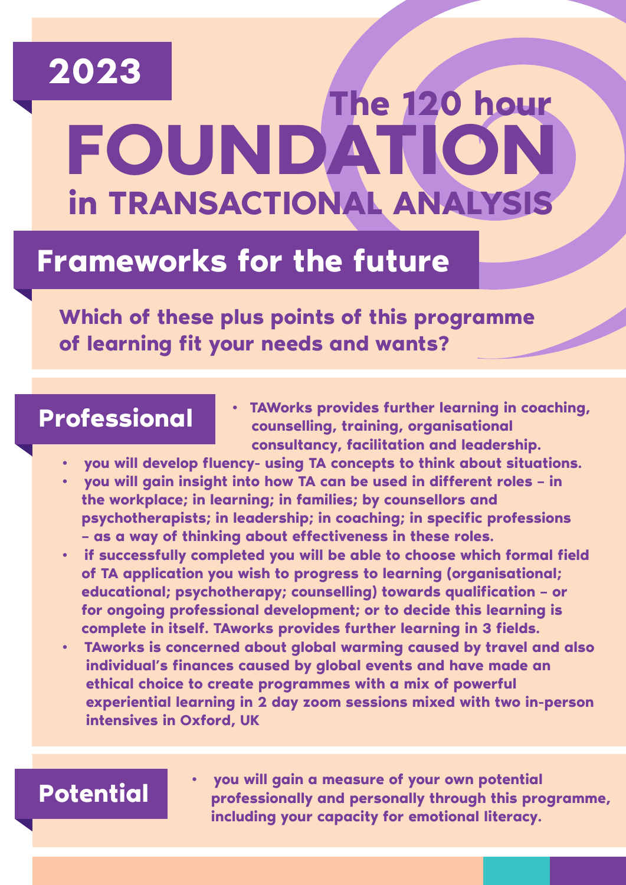# 2023

## The 120 hour FOUNDATION in TRANSACTIONAL ANALYSIS

## Frameworks for the future

**Which of these plus points of this programme of learning fit your needs and wants?**

## Professional

- TAWorks provides further learning in coaching, counselling, training, organisational consultancy, facilitation and leadership.
- you will develop fluency- using TA concepts to think about situations.
- you will gain insight into how TA can be used in different roles – in the workplace; in learning; in families; by counsellors and psychotherapists; in leadership; in coaching; in specific professions – as a way of thinking about effectiveness in these roles.
- if successfully completed you will be able to choose which formal field of TA application you wish to progress to learning (organisational; educational; psychotherapy; counselling) towards qualification – or for ongoing professional development; or to decide this learning is complete in itself. TAworks provides further learning in 3 fields.
- TAworks is concerned about global warming caused by travel and also individual's finances caused by global events and have made an ethical choice to create programmes with a mix of powerful experiential learning in 2 day zoom sessions mixed with two in-person intensives in Oxford, UK

## Potential

- you will gain a measure of your own potential professionally and personally through this programme, including your capacity for emotional literacy.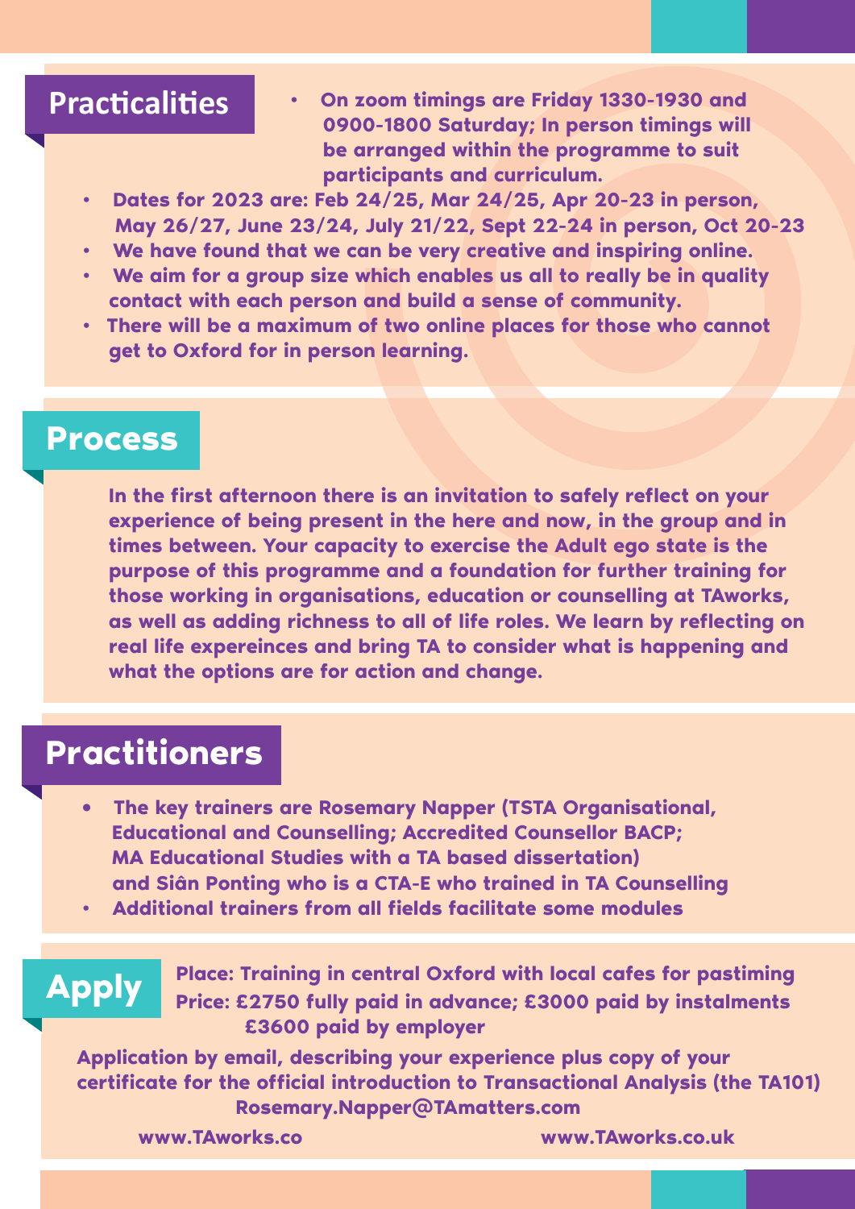## Practicalities

- On zoom timings are Friday 1330-1930 and 0900-1800 Saturday; In person timings will be arranged within the programme to suit participants and curriculum.
- Dates for 2023 are: Feb 24/25, Mar 24/25, Apr 20-23 in person, May 26/27, June 23/24, July 21/22, Sept 22-24 in person, Oct 20-23
- We have found that we can be very creative and inspiring online.
- We aim for a group size which enables us all to really be in quality contact with each person and build a sense of community.
- There will be a maximum of two online places for those who cannot get to Oxford for in person learning.

## Process

In the first afternoon there is an invitation to safely reflect on your experience of being present in the here and now, in the group and in times between. Your capacity to exercise the Adult ego state is the purpose of this programme and a foundation for further training for those working in organisations, education or counselling at TAworks, as well as adding richness to all of life roles. We learn by reflecting on real life expereinces and bring TA to consider what is happening and what the options are for action and change.

## Practitioners

- The key trainers are Rosemary Napper (TSTA Organisational, Educational and Counselling; Accredited Counsellor BACP; MA Educational Studies with a TA based dissertation) and Siân Ponting who is a CTA-E who trained in TA Counselling
- Additional trainers from all fields facilitate some modules

## Apply

Place: Training in central Oxford with local cafes for pastiming

Price: £2750 fully paid in advance; £3000 paid by instalments £3600 paid by employer

Application by email, describing your experience plus copy of your certificate for the official introduction to Transactional Analysis (the TA101)

Rosemary.Napper@TAmatters.com

www.TAworks.co www.TAworks.co.uk